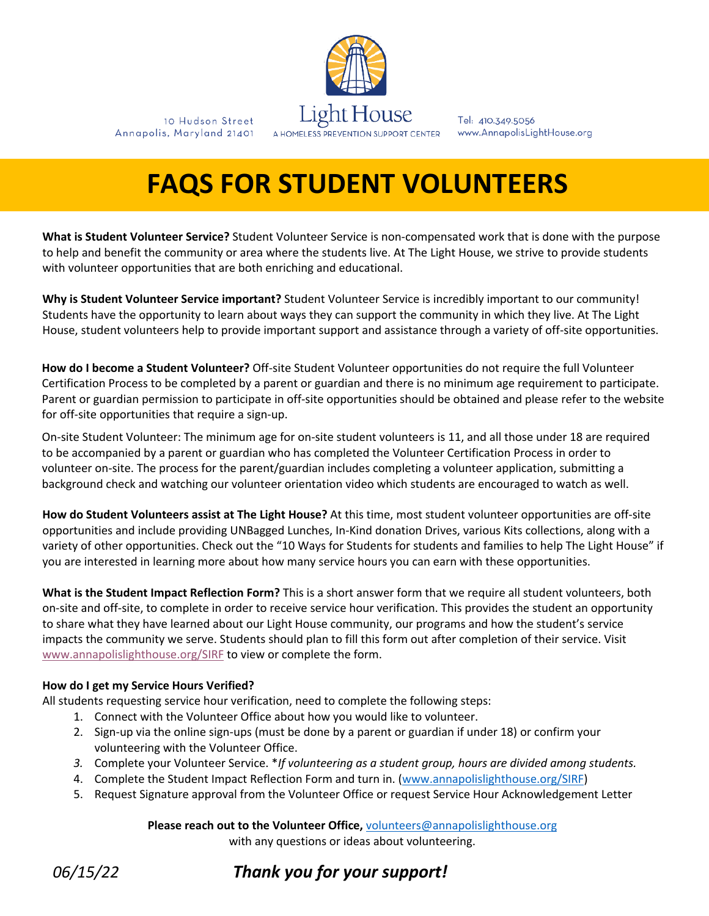10 Hudson Street
Annapolis, Maryland 21401

Light House
A HOMELESS PREVENTION SUPPORT CENTER

Tel: 410.349.5056
www.AnnapolisLightHouse.org

# FAQS FOR STUDENT VOLUNTEERS

**What is Student Volunteer Service?** Student Volunteer Service is non-compensated work that is done with the purpose to help and benefit the community or area where the students live. At The Light House, we strive to provide students with volunteer opportunities that are both enriching and educational.

**Why is Student Volunteer Service important?** Student Volunteer Service is incredibly important to our community! Students have the opportunity to learn about ways they can support the community in which they live. At The Light House, student volunteers help to provide important support and assistance through a variety of off-site opportunities.

**How do I become a Student Volunteer?** Off-site Student Volunteer opportunities do not require the full Volunteer Certification Process to be completed by a parent or guardian and there is no minimum age requirement to participate. Parent or guardian permission to participate in off-site opportunities should be obtained and please refer to the website for off-site opportunities that require a sign-up.

On-site Student Volunteer: The minimum age for on-site student volunteers is 11, and all those under 18 are required to be accompanied by a parent or guardian who has completed the Volunteer Certification Process in order to volunteer on-site. The process for the parent/guardian includes completing a volunteer application, submitting a background check and watching our volunteer orientation video which students are encouraged to watch as well.

**How do Student Volunteers assist at The Light House?** At this time, most student volunteer opportunities are off-site opportunities and include providing UNBagged Lunches, In-Kind donation Drives, various Kits collections, along with a variety of other opportunities. Check out the "10 Ways for Students for students and families to help The Light House" if you are interested in learning more about how many service hours you can earn with these opportunities.

**What is the Student Impact Reflection Form?** This is a short answer form that we require all student volunteers, both on-site and off-site, to complete in order to receive service hour verification. This provides the student an opportunity to share what they have learned about our Light House community, our programs and how the student's service impacts the community we serve. Students should plan to fill this form out after completion of their service. Visit www.annapolislighthouse.org/SIRF to view or complete the form.

**How do I get my Service Hours Verified?**
All students requesting service hour verification, need to complete the following steps:

1. Connect with the Volunteer Office about how you would like to volunteer.
2. Sign-up via the online sign-ups (must be done by a parent or guardian if under 18) or confirm your volunteering with the Volunteer Office.
3. Complete your Volunteer Service. **If volunteering as a student group, hours are divided among students.*
4. Complete the Student Impact Reflection Form and turn in. (www.annapolislighthouse.org/SIRF)
5. Request Signature approval from the Volunteer Office or request Service Hour Acknowledgement Letter

**Please reach out to the Volunteer Office,** volunteers@annapolislighthouse.org
with any questions or ideas about volunteering.

*06/15/22*

***Thank you for your support!***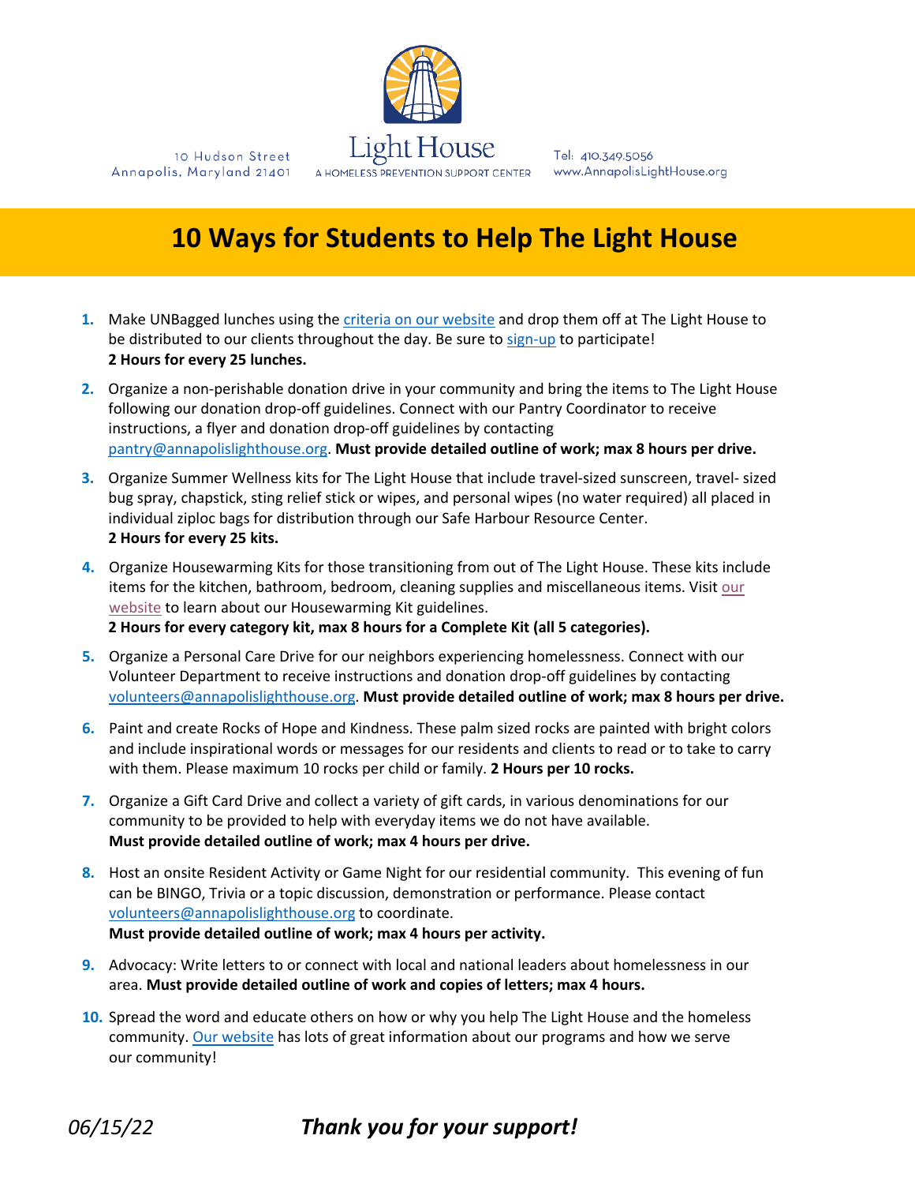10 Hudson Street
Annapolis, Maryland 21401

Light House
A HOMELESS PREVENTION SUPPORT CENTER

Tel: 410.349.5056
www.AnnapolisLightHouse.org

# 10 Ways for Students to Help The Light House

1. Make UNBagged lunches using the criteria on our website and drop them off at The Light House to be distributed to our clients throughout the day. Be sure to sign-up to participate!
   **2 Hours for every 25 lunches.**

2. Organize a non-perishable donation drive in your community and bring the items to The Light House following our donation drop-off guidelines. Connect with our Pantry Coordinator to receive instructions, a flyer and donation drop-off guidelines by contacting pantry@annapolislighthouse.org. **Must provide detailed outline of work; max 8 hours per drive.**

3. Organize Summer Wellness kits for The Light House that include travel-sized sunscreen, travel- sized bug spray, chapstick, sting relief stick or wipes, and personal wipes (no water required) all placed in individual ziploc bags for distribution through our Safe Harbour Resource Center.
   **2 Hours for every 25 kits.**

4. Organize Housewarming Kits for those transitioning from out of The Light House. These kits include items for the kitchen, bathroom, bedroom, cleaning supplies and miscellaneous items. Visit our website to learn about our Housewarming Kit guidelines.
   **2 Hours for every category kit, max 8 hours for a Complete Kit (all 5 categories).**

5. Organize a Personal Care Drive for our neighbors experiencing homelessness. Connect with our Volunteer Department to receive instructions and donation drop-off guidelines by contacting volunteers@annapolislighthouse.org. **Must provide detailed outline of work; max 8 hours per drive.**

6. Paint and create Rocks of Hope and Kindness. These palm sized rocks are painted with bright colors and include inspirational words or messages for our residents and clients to read or to take to carry with them. Please maximum 10 rocks per child or family. **2 Hours per 10 rocks.**

7. Organize a Gift Card Drive and collect a variety of gift cards, in various denominations for our community to be provided to help with everyday items we do not have available.
   **Must provide detailed outline of work; max 4 hours per drive.**

8. Host an onsite Resident Activity or Game Night for our residential community. This evening of fun can be BINGO, Trivia or a topic discussion, demonstration or performance. Please contact volunteers@annapolislighthouse.org to coordinate.
   **Must provide detailed outline of work; max 4 hours per activity.**

9. Advocacy: Write letters to or connect with local and national leaders about homelessness in our area. **Must provide detailed outline of work and copies of letters; max 4 hours.**

10. Spread the word and educate others on how or why you help The Light House and the homeless community. Our website has lots of great information about our programs and how we serve our community!

*06/15/22*

***Thank you for your support!***